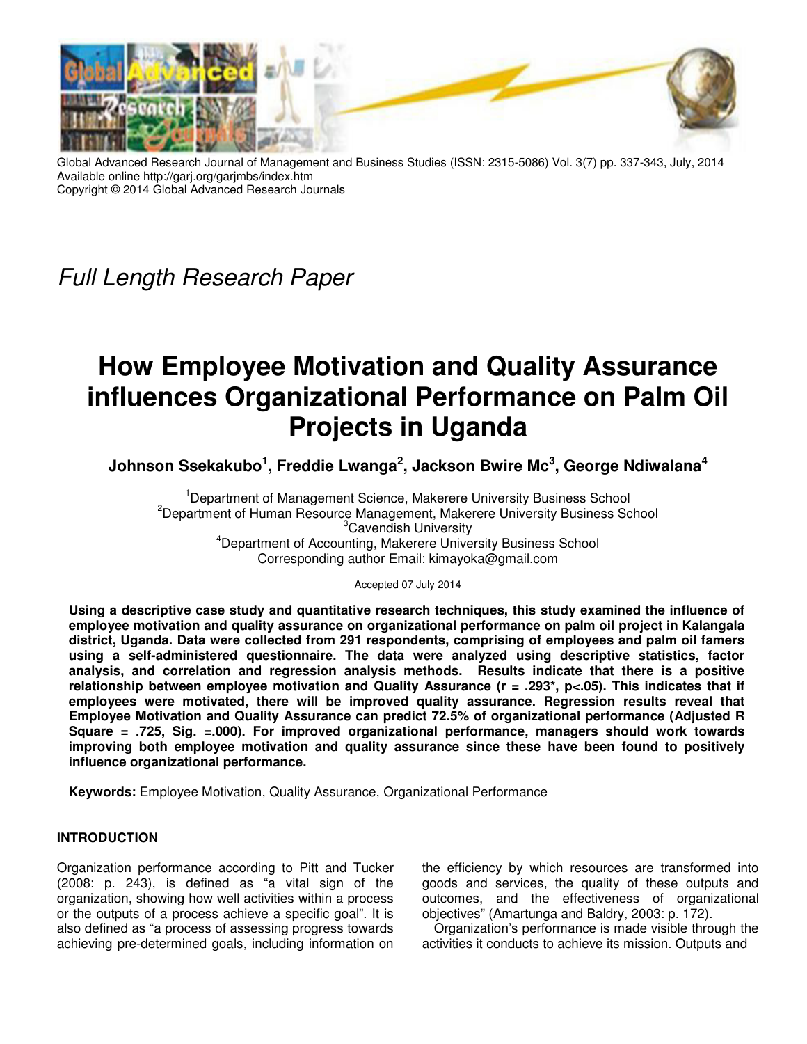Global Advanced Research Journal of Management and Business Studies (ISSN: 2315-5086) Vol. 3(7) pp. 337-343, July, 2014
Available online http://garj.org/garjmbs/index.htm
Copyright © 2014 Global Advanced Research Journals

*Full Length Research Paper*

# How Employee Motivation and Quality Assurance influences Organizational Performance on Palm Oil Projects in Uganda

**Johnson Ssekakubo[1], Freddie Lwanga[2], Jackson Bwire Mc[3], George Ndiwalana[4]**

[1]Department of Management Science, Makerere University Business School
[2]Department of Human Resource Management, Makerere University Business School
[3]Cavendish University
[4]Department of Accounting, Makerere University Business School
Corresponding author Email: kimayoka@gmail.com

Accepted 07 July 2014

**Using a descriptive case study and quantitative research techniques, this study examined the influence of employee motivation and quality assurance on organizational performance on palm oil project in Kalangala district, Uganda. Data were collected from 291 respondents, comprising of employees and palm oil famers using a self-administered questionnaire. The data were analyzed using descriptive statistics, factor analysis, and correlation and regression analysis methods. Results indicate that there is a positive relationship between employee motivation and Quality Assurance (r = .293\*, p<.05). This indicates that if employees were motivated, there will be improved quality assurance. Regression results reveal that Employee Motivation and Quality Assurance can predict 72.5% of organizational performance (Adjusted R Square = .725, Sig. =.000). For improved organizational performance, managers should work towards improving both employee motivation and quality assurance since these have been found to positively influence organizational performance.**

**Keywords:** Employee Motivation, Quality Assurance, Organizational Performance

## INTRODUCTION

Organization performance according to Pitt and Tucker (2008: p. 243), is defined as "a vital sign of the organization, showing how well activities within a process or the outputs of a process achieve a specific goal". It is also defined as "a process of assessing progress towards achieving pre-determined goals, including information on the efficiency by which resources are transformed into goods and services, the quality of these outputs and outcomes, and the effectiveness of organizational objectives" (Amartunga and Baldry, 2003: p. 172).

Organization's performance is made visible through the activities it conducts to achieve its mission. Outputs and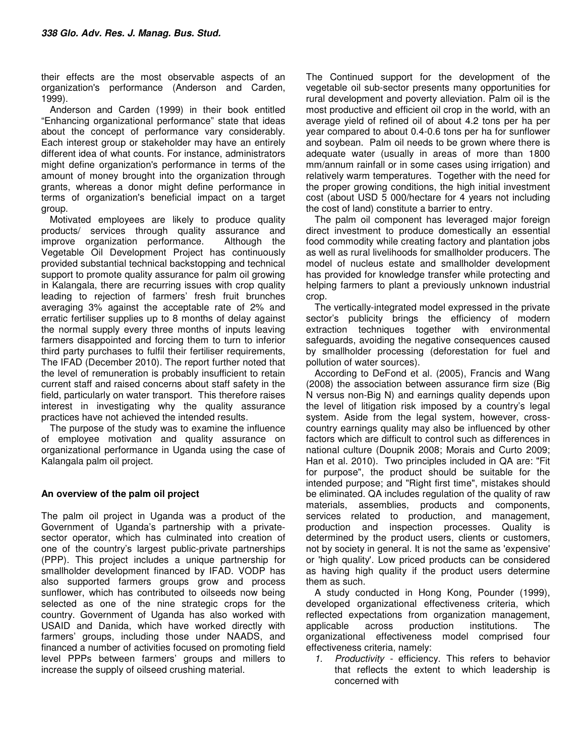their effects are the most observable aspects of an organization's performance (Anderson and Carden, 1999).

Anderson and Carden (1999) in their book entitled "Enhancing organizational performance" state that ideas about the concept of performance vary considerably. Each interest group or stakeholder may have an entirely different idea of what counts. For instance, administrators might define organization's performance in terms of the amount of money brought into the organization through grants, whereas a donor might define performance in terms of organization's beneficial impact on a target group.

Motivated employees are likely to produce quality products/ services through quality assurance and improve organization performance. Although the Vegetable Oil Development Project has continuously provided substantial technical backstopping and technical support to promote quality assurance for palm oil growing in Kalangala, there are recurring issues with crop quality leading to rejection of farmers' fresh fruit brunches averaging 3% against the acceptable rate of 2% and erratic fertiliser supplies up to 8 months of delay against the normal supply every three months of inputs leaving farmers disappointed and forcing them to turn to inferior third party purchases to fulfil their fertiliser requirements, The IFAD (December 2010). The report further noted that the level of remuneration is probably insufficient to retain current staff and raised concerns about staff safety in the field, particularly on water transport. This therefore raises interest in investigating why the quality assurance practices have not achieved the intended results.

The purpose of the study was to examine the influence of employee motivation and quality assurance on organizational performance in Uganda using the case of Kalangala palm oil project.

### An overview of the palm oil project

The palm oil project in Uganda was a product of the Government of Uganda's partnership with a private-sector operator, which has culminated into creation of one of the country's largest public-private partnerships (PPP). This project includes a unique partnership for smallholder development financed by IFAD. VODP has also supported farmers groups grow and process sunflower, which has contributed to oilseeds now being selected as one of the nine strategic crops for the country. Government of Uganda has also worked with USAID and Danida, which have worked directly with farmers' groups, including those under NAADS, and financed a number of activities focused on promoting field level PPPs between farmers' groups and millers to increase the supply of oilseed crushing material.

The Continued support for the development of the vegetable oil sub-sector presents many opportunities for rural development and poverty alleviation. Palm oil is the most productive and efficient oil crop in the world, with an average yield of refined oil of about 4.2 tons per ha per year compared to about 0.4-0.6 tons per ha for sunflower and soybean. Palm oil needs to be grown where there is adequate water (usually in areas of more than 1800 mm/annum rainfall or in some cases using irrigation) and relatively warm temperatures. Together with the need for the proper growing conditions, the high initial investment cost (about USD 5 000/hectare for 4 years not including the cost of land) constitute a barrier to entry.

The palm oil component has leveraged major foreign direct investment to produce domestically an essential food commodity while creating factory and plantation jobs as well as rural livelihoods for smallholder producers. The model of nucleus estate and smallholder development has provided for knowledge transfer while protecting and helping farmers to plant a previously unknown industrial crop.

The vertically-integrated model expressed in the private sector's publicity brings the efficiency of modern extraction techniques together with environmental safeguards, avoiding the negative consequences caused by smallholder processing (deforestation for fuel and pollution of water sources).

According to DeFond et al. (2005), Francis and Wang (2008) the association between assurance firm size (Big N versus non-Big N) and earnings quality depends upon the level of litigation risk imposed by a country's legal system. Aside from the legal system, however, cross-country earnings quality may also be influenced by other factors which are difficult to control such as differences in national culture (Doupnik 2008; Morais and Curto 2009; Han et al. 2010). Two principles included in QA are: "Fit for purpose", the product should be suitable for the intended purpose; and "Right first time", mistakes should be eliminated. QA includes regulation of the quality of raw materials, assemblies, products and components, services related to production, and management, production and inspection processes. Quality is determined by the product users, clients or customers, not by society in general. It is not the same as 'expensive' or 'high quality'. Low priced products can be considered as having high quality if the product users determine them as such.

A study conducted in Hong Kong, Pounder (1999), developed organizational effectiveness criteria, which reflected expectations from organization management, applicable across production institutions. The organizational effectiveness model comprised four effectiveness criteria, namely:

1. *Productivity* - efficiency. This refers to behavior that reflects the extent to which leadership is concerned with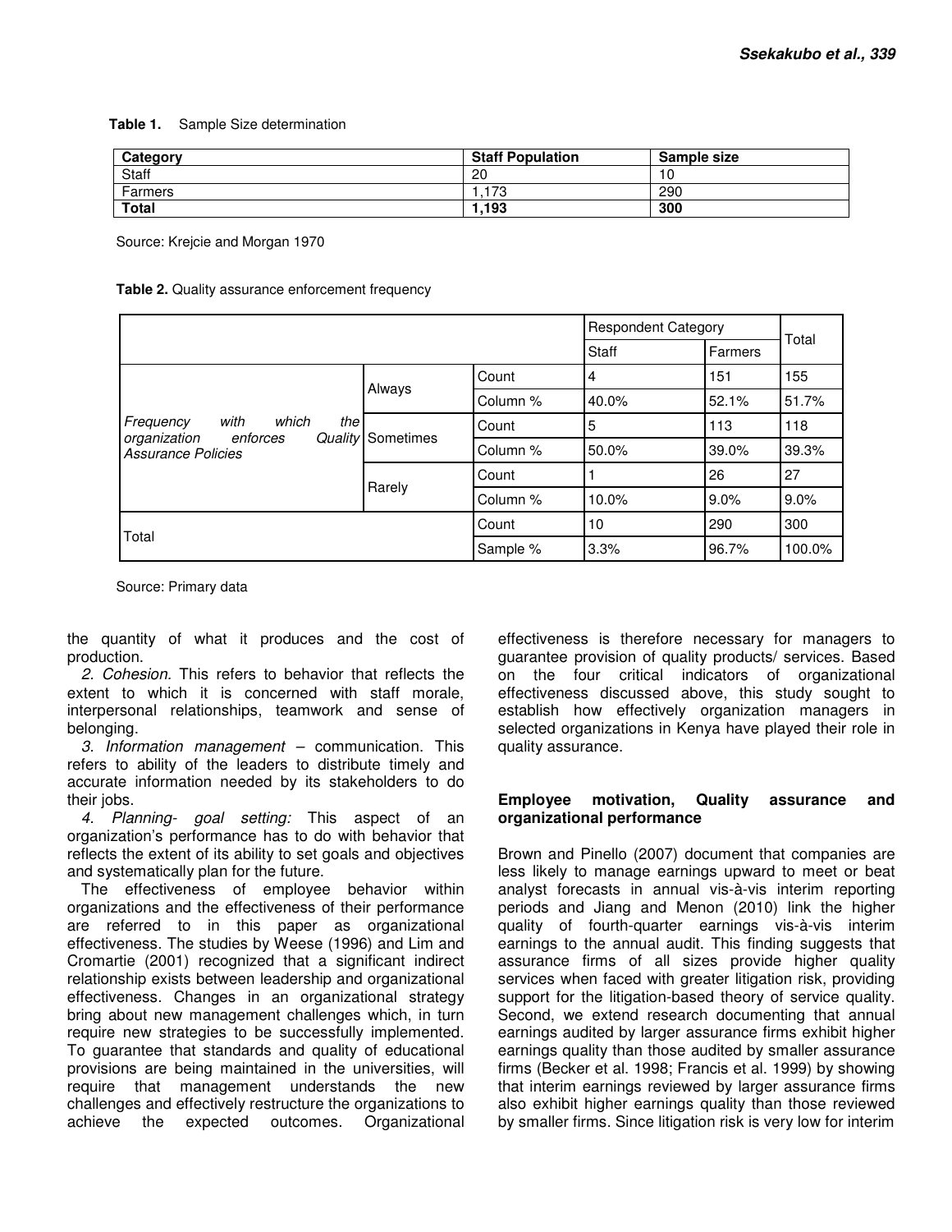**Table 1.** Sample Size determination

| Category | Staff Population | Sample size |
|---|---|---|
| Staff | 20 | 10 |
| Farmers | 1,173 | 290 |
| **Total** | **1,193** | **300** |

Source: Krejcie and Morgan 1970

**Table 2.** Quality assurance enforcement frequency

| | | | Respondent Category | | Total |
|---|---|---|---|---|---|
| | | | Staff | Farmers | |
| *Frequency with which the organization enforces Quality Assurance Policies* | Always | Count | 4 | 151 | 155 |
| | | Column % | 40.0% | 52.1% | 51.7% |
| | Sometimes | Count | 5 | 113 | 118 |
| | | Column % | 50.0% | 39.0% | 39.3% |
| | Rarely | Count | 1 | 26 | 27 |
| | | Column % | 10.0% | 9.0% | 9.0% |
| Total | | Count | 10 | 290 | 300 |
| | | Sample % | 3.3% | 96.7% | 100.0% |

Source: Primary data

the quantity of what it produces and the cost of production.

*2. Cohesion.* This refers to behavior that reflects the extent to which it is concerned with staff morale, interpersonal relationships, teamwork and sense of belonging.

*3. Information management* – communication. This refers to ability of the leaders to distribute timely and accurate information needed by its stakeholders to do their jobs.

4. *Planning- goal setting:* This aspect of an organization's performance has to do with behavior that reflects the extent of its ability to set goals and objectives and systematically plan for the future.

The effectiveness of employee behavior within organizations and the effectiveness of their performance are referred to in this paper as organizational effectiveness. The studies by Weese (1996) and Lim and Cromartie (2001) recognized that a significant indirect relationship exists between leadership and organizational effectiveness. Changes in an organizational strategy bring about new management challenges which, in turn require new strategies to be successfully implemented. To guarantee that standards and quality of educational provisions are being maintained in the universities, will require that management understands the new challenges and effectively restructure the organizations to achieve the expected outcomes. Organizational effectiveness is therefore necessary for managers to guarantee provision of quality products/ services. Based on the four critical indicators of organizational effectiveness discussed above, this study sought to establish how effectively organization managers in selected organizations in Kenya have played their role in quality assurance.

## Employee motivation, Quality assurance and organizational performance

Brown and Pinello (2007) document that companies are less likely to manage earnings upward to meet or beat analyst forecasts in annual vis-à-vis interim reporting periods and Jiang and Menon (2010) link the higher quality of fourth-quarter earnings vis-à-vis interim earnings to the annual audit. This finding suggests that assurance firms of all sizes provide higher quality services when faced with greater litigation risk, providing support for the litigation-based theory of service quality. Second, we extend research documenting that annual earnings audited by larger assurance firms exhibit higher earnings quality than those audited by smaller assurance firms (Becker et al. 1998; Francis et al. 1999) by showing that interim earnings reviewed by larger assurance firms also exhibit higher earnings quality than those reviewed by smaller firms. Since litigation risk is very low for interim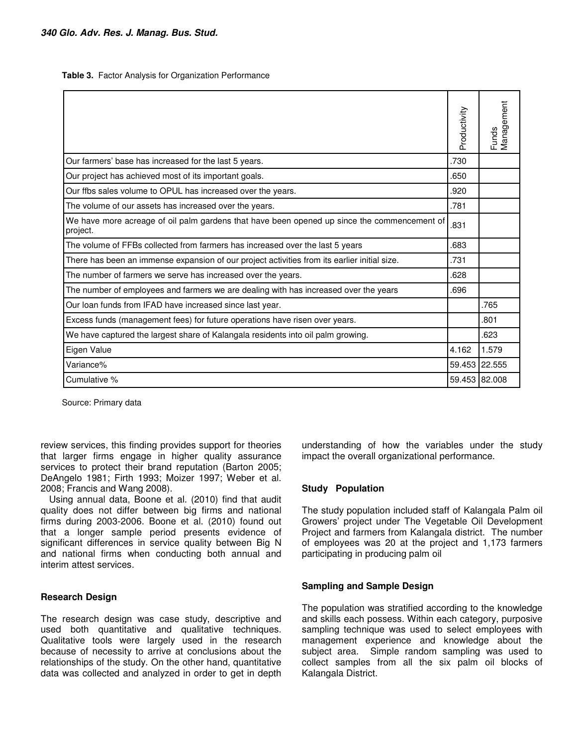**Table 3.** Factor Analysis for Organization Performance

| | Productivity | Funds Management |
|---|---|---|
| Our farmers' base has increased for the last 5 years. | .730 | |
| Our project has achieved most of its important goals. | .650 | |
| Our ffbs sales volume to OPUL has increased over the years. | .920 | |
| The volume of our assets has increased over the years. | .781 | |
| We have more acreage of oil palm gardens that have been opened up since the commencement of project. | .831 | |
| The volume of FFBs collected from farmers has increased over the last 5 years | .683 | |
| There has been an immense expansion of our project activities from its earlier initial size. | .731 | |
| The number of farmers we serve has increased over the years. | .628 | |
| The number of employees and farmers we are dealing with has increased over the years | .696 | |
| Our loan funds from IFAD have increased since last year. | | .765 |
| Excess funds (management fees) for future operations have risen over years. | | .801 |
| We have captured the largest share of Kalangala residents into oil palm growing. | | .623 |
| Eigen Value | 4.162 | 1.579 |
| Variance% | 59.453 | 22.555 |
| Cumulative % | 59.453 | 82.008 |

Source: Primary data

review services, this finding provides support for theories that larger firms engage in higher quality assurance services to protect their brand reputation (Barton 2005; DeAngelo 1981; Firth 1993; Moizer 1997; Weber et al. 2008; Francis and Wang 2008).

Using annual data, Boone et al. (2010) find that audit quality does not differ between big firms and national firms during 2003-2006. Boone et al. (2010) found out that a longer sample period presents evidence of significant differences in service quality between Big N and national firms when conducting both annual and interim attest services.

## Research Design

The research design was case study, descriptive and used both quantitative and qualitative techniques. Qualitative tools were largely used in the research because of necessity to arrive at conclusions about the relationships of the study. On the other hand, quantitative data was collected and analyzed in order to get in depth understanding of how the variables under the study impact the overall organizational performance.

## Study Population

The study population included staff of Kalangala Palm oil Growers' project under The Vegetable Oil Development Project and farmers from Kalangala district. The number of employees was 20 at the project and 1,173 farmers participating in producing palm oil

## Sampling and Sample Design

The population was stratified according to the knowledge and skills each possess. Within each category, purposive sampling technique was used to select employees with management experience and knowledge about the subject area. Simple random sampling was used to collect samples from all the six palm oil blocks of Kalangala District.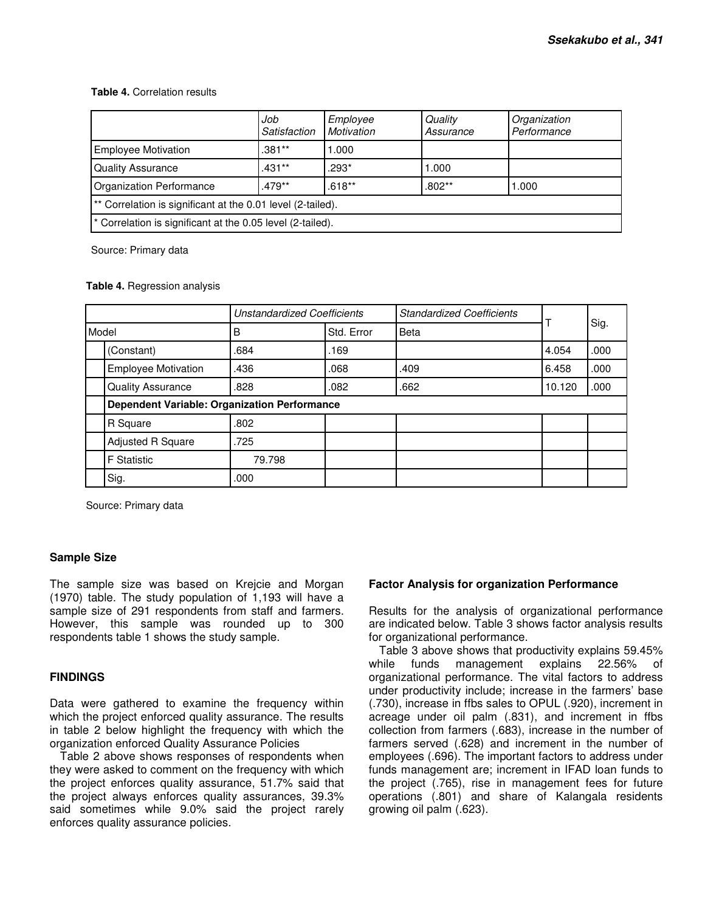**Table 4.** Correlation results

| | *Job Satisfaction* | *Employee Motivation* | *Quality Assurance* | *Organization Performance* |
|---|---|---|---|---|
| Employee Motivation | .381** | 1.000 | | |
| Quality Assurance | .431** | .293* | 1.000 | |
| Organization Performance | .479** | .618** | .802** | 1.000 |
| ** Correlation is significant at the 0.01 level (2-tailed). | | | | |
| * Correlation is significant at the 0.05 level (2-tailed). | | | | |

Source: Primary data

**Table 4.** Regression analysis

| Model | | *Unstandardized Coefficients* | | *Standardized Coefficients* | T | Sig. |
|---|---|---|---|---|---|---|
| | | B | Std. Error | Beta | | |
| | (Constant) | .684 | .169 | | 4.054 | .000 |
| | Employee Motivation | .436 | .068 | .409 | 6.458 | .000 |
| | Quality Assurance | .828 | .082 | .662 | 10.120 | .000 |
| | **Dependent Variable: Organization Performance** | | | | | |
| | R Square | .802 | | | | |
| | Adjusted R Square | .725 | | | | |
| | F Statistic | 79.798 | | | | |
| | Sig. | .000 | | | | |

Source: Primary data

## Sample Size

The sample size was based on Krejcie and Morgan (1970) table. The study population of 1,193 will have a sample size of 291 respondents from staff and farmers. However, this sample was rounded up to 300 respondents table 1 shows the study sample.

## FINDINGS

Data were gathered to examine the frequency within which the project enforced quality assurance. The results in table 2 below highlight the frequency with which the organization enforced Quality Assurance Policies

Table 2 above shows responses of respondents when they were asked to comment on the frequency with which the project enforces quality assurance, 51.7% said that the project always enforces quality assurances, 39.3% said sometimes while 9.0% said the project rarely enforces quality assurance policies.

### Factor Analysis for organization Performance

Results for the analysis of organizational performance are indicated below. Table 3 shows factor analysis results for organizational performance.

Table 3 above shows that productivity explains 59.45% while funds management explains 22.56% of organizational performance. The vital factors to address under productivity include; increase in the farmers' base (.730), increase in ffbs sales to OPUL (.920), increment in acreage under oil palm (.831), and increment in ffbs collection from farmers (.683), increase in the number of farmers served (.628) and increment in the number of employees (.696). The important factors to address under funds management are; increment in IFAD loan funds to the project (.765), rise in management fees for future operations (.801) and share of Kalangala residents growing oil palm (.623).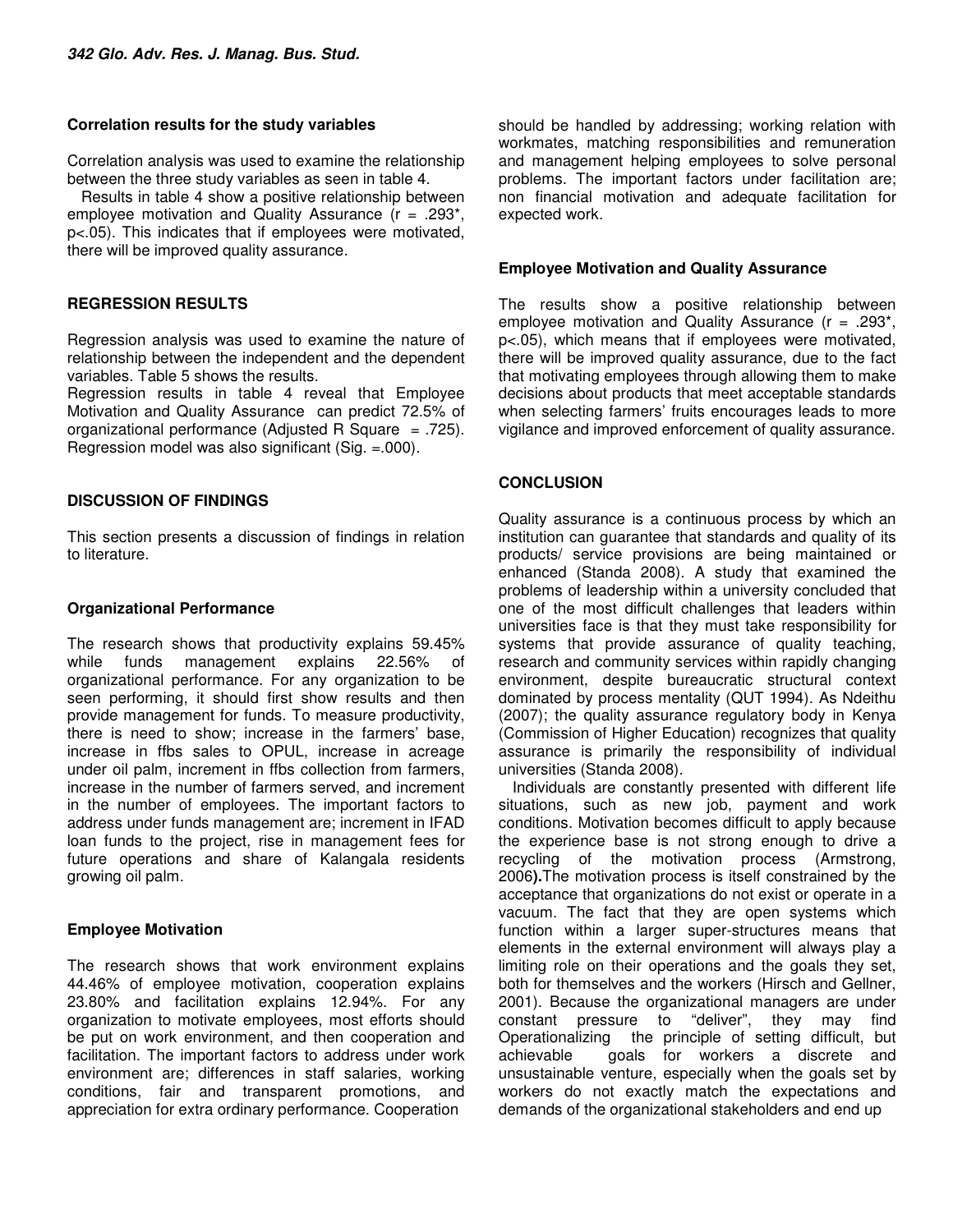**Correlation results for the study variables**

Correlation analysis was used to examine the relationship between the three study variables as seen in table 4.

Results in table 4 show a positive relationship between employee motivation and Quality Assurance ($r = .293^*$, $p<.05$). This indicates that if employees were motivated, there will be improved quality assurance.

## REGRESSION RESULTS

Regression analysis was used to examine the nature of relationship between the independent and the dependent variables. Table 5 shows the results.

Regression results in table 4 reveal that Employee Motivation and Quality Assurance can predict 72.5% of organizational performance (Adjusted R Square = .725). Regression model was also significant (Sig. =.000).

## DISCUSSION OF FINDINGS

This section presents a discussion of findings in relation to literature.

### Organizational Performance

The research shows that productivity explains 59.45% while funds management explains 22.56% of organizational performance. For any organization to be seen performing, it should first show results and then provide management for funds. To measure productivity, there is need to show; increase in the farmers' base, increase in ffbs sales to OPUL, increase in acreage under oil palm, increment in ffbs collection from farmers, increase in the number of farmers served, and increment in the number of employees. The important factors to address under funds management are; increment in IFAD loan funds to the project, rise in management fees for future operations and share of Kalangala residents growing oil palm.

### Employee Motivation

The research shows that work environment explains 44.46% of employee motivation, cooperation explains 23.80% and facilitation explains 12.94%. For any organization to motivate employees, most efforts should be put on work environment, and then cooperation and facilitation. The important factors to address under work environment are; differences in staff salaries, working conditions, fair and transparent promotions, and appreciation for extra ordinary performance. Cooperation should be handled by addressing; working relation with workmates, matching responsibilities and remuneration and management helping employees to solve personal problems. The important factors under facilitation are; non financial motivation and adequate facilitation for expected work.

### Employee Motivation and Quality Assurance

The results show a positive relationship between employee motivation and Quality Assurance ($r = .293^*$, $p<.05$), which means that if employees were motivated, there will be improved quality assurance, due to the fact that motivating employees through allowing them to make decisions about products that meet acceptable standards when selecting farmers' fruits encourages leads to more vigilance and improved enforcement of quality assurance.

## CONCLUSION

Quality assurance is a continuous process by which an institution can guarantee that standards and quality of its products/ service provisions are being maintained or enhanced (Standa 2008). A study that examined the problems of leadership within a university concluded that one of the most difficult challenges that leaders within universities face is that they must take responsibility for systems that provide assurance of quality teaching, research and community services within rapidly changing environment, despite bureaucratic structural context dominated by process mentality (QUT 1994). As Ndeithu (2007); the quality assurance regulatory body in Kenya (Commission of Higher Education) recognizes that quality assurance is primarily the responsibility of individual universities (Standa 2008).

Individuals are constantly presented with different life situations, such as new job, payment and work conditions. Motivation becomes difficult to apply because the experience base is not strong enough to drive a recycling of the motivation process (Armstrong, 2006**).**The motivation process is itself constrained by the acceptance that organizations do not exist or operate in a vacuum. The fact that they are open systems which function within a larger super-structures means that elements in the external environment will always play a limiting role on their operations and the goals they set, both for themselves and the workers (Hirsch and Gellner, 2001). Because the organizational managers are under constant pressure to "deliver", they may find Operationalizing the principle of setting difficult, but achievable goals for workers a discrete and unsustainable venture, especially when the goals set by workers do not exactly match the expectations and demands of the organizational stakeholders and end up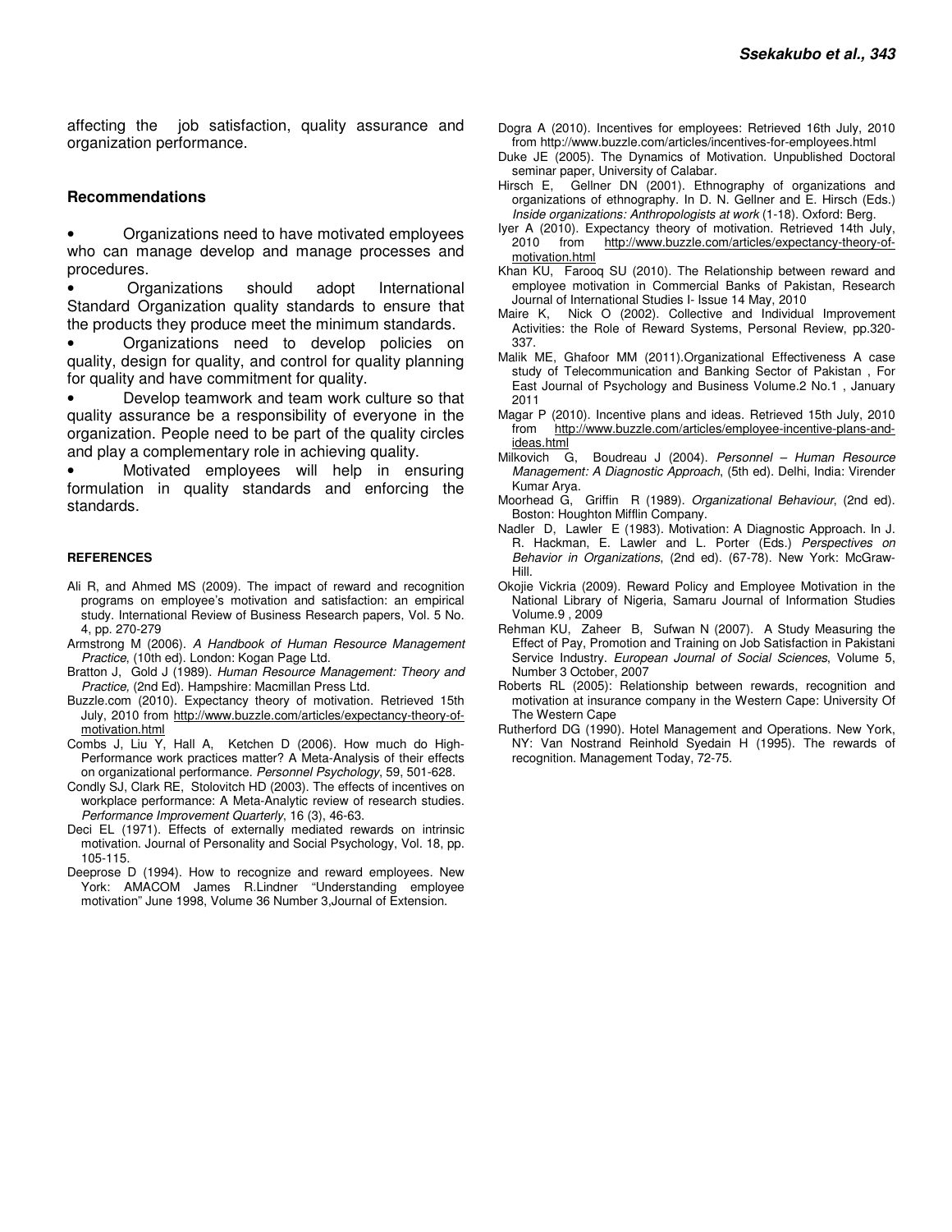affecting the job satisfaction, quality assurance and organization performance.

## Recommendations

- Organizations need to have motivated employees who can manage develop and manage processes and procedures.
- Organizations should adopt International Standard Organization quality standards to ensure that the products they produce meet the minimum standards.
- Organizations need to develop policies on quality, design for quality, and control for quality planning for quality and have commitment for quality.
- Develop teamwork and team work culture so that quality assurance be a responsibility of everyone in the organization. People need to be part of the quality circles and play a complementary role in achieving quality.
- Motivated employees will help in ensuring formulation in quality standards and enforcing the standards.

## REFERENCES

Ali R, and Ahmed MS (2009). The impact of reward and recognition programs on employee's motivation and satisfaction: an empirical study. International Review of Business Research papers, Vol. 5 No. 4, pp. 270-279

Armstrong M (2006). *A Handbook of Human Resource Management Practice*, (10th ed). London: Kogan Page Ltd.

Bratton J, Gold J (1989). *Human Resource Management: Theory and Practice,* (2nd Ed). Hampshire: Macmillan Press Ltd.

Buzzle.com (2010). Expectancy theory of motivation. Retrieved 15th July, 2010 from http://www.buzzle.com/articles/expectancy-theory-of-motivation.html

Combs J, Liu Y, Hall A, Ketchen D (2006). How much do High-Performance work practices matter? A Meta-Analysis of their effects on organizational performance. *Personnel Psychology*, 59, 501-628.

Condly SJ, Clark RE, Stolovitch HD (2003). The effects of incentives on workplace performance: A Meta-Analytic review of research studies. *Performance Improvement Quarterly*, 16 (3), 46-63.

Deci EL (1971). Effects of externally mediated rewards on intrinsic motivation. Journal of Personality and Social Psychology, Vol. 18, pp. 105-115.

Deeprose D (1994). How to recognize and reward employees. New York: AMACOM James R.Lindner "Understanding employee motivation" June 1998, Volume 36 Number 3,Journal of Extension.

Dogra A (2010). Incentives for employees: Retrieved 16th July, 2010 from http://www.buzzle.com/articles/incentives-for-employees.html

Duke JE (2005). The Dynamics of Motivation. Unpublished Doctoral seminar paper, University of Calabar.

Hirsch E, Gellner DN (2001). Ethnography of organizations and organizations of ethnography. In D. N. Gellner and E. Hirsch (Eds.) *Inside organizations: Anthropologists at work* (1-18). Oxford: Berg.

Iyer A (2010). Expectancy theory of motivation. Retrieved 14th July, 2010 from http://www.buzzle.com/articles/expectancy-theory-of-motivation.html

Khan KU, Farooq SU (2010). The Relationship between reward and employee motivation in Commercial Banks of Pakistan, Research Journal of International Studies I- Issue 14 May, 2010

Maire K, Nick O (2002). Collective and Individual Improvement Activities: the Role of Reward Systems, Personal Review, pp.320-337.

Malik ME, Ghafoor MM (2011).Organizational Effectiveness A case study of Telecommunication and Banking Sector of Pakistan , For East Journal of Psychology and Business Volume.2 No.1 , January 2011

Magar P (2010). Incentive plans and ideas. Retrieved 15th July, 2010 from http://www.buzzle.com/articles/employee-incentive-plans-and-ideas.html

Milkovich G, Boudreau J (2004). *Personnel – Human Resource Management: A Diagnostic Approach*, (5th ed). Delhi, India: Virender Kumar Arya.

Moorhead G, Griffin R (1989). *Organizational Behaviour*, (2nd ed). Boston: Houghton Mifflin Company.

Nadler D, Lawler E (1983). Motivation: A Diagnostic Approach. In J. R. Hackman, E. Lawler and L. Porter (Eds.) *Perspectives on Behavior in Organizations*, (2nd ed). (67-78). New York: McGraw-Hill.

Okojie Vickria (2009). Reward Policy and Employee Motivation in the National Library of Nigeria, Samaru Journal of Information Studies Volume.9 , 2009

Rehman KU, Zaheer B, Sufwan N (2007). A Study Measuring the Effect of Pay, Promotion and Training on Job Satisfaction in Pakistani Service Industry. *European Journal of Social Sciences*, Volume 5, Number 3 October, 2007

Roberts RL (2005): Relationship between rewards, recognition and motivation at insurance company in the Western Cape: University Of The Western Cape

Rutherford DG (1990). Hotel Management and Operations. New York, NY: Van Nostrand Reinhold Syedain H (1995). The rewards of recognition. Management Today, 72-75.